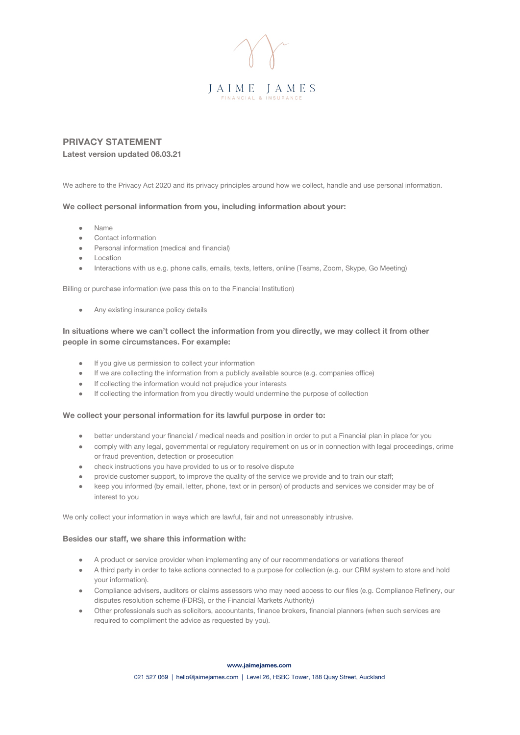JAIME JAMES

FINANCIAL & INSURANCE

# PRIVACY STATEMENT

**Latest version updated 06.03.21**

We adhere to the Privacy Act 2020 and its privacy principles around how we collect, handle and use personal information.

### We collect personal information from you, including information about your:

- Name
- Contact information
- Personal information (medical and financial)
- Location
- Interactions with us e.g. phone calls, emails, texts, letters, online (Teams, Zoom, Skype, Go Meeting)

Billing or purchase information (we pass this on to the Financial Institution)

- Any existing insurance policy details

### In situations where we can't collect the information from you directly, we may collect it from other people in some circumstances. For example:

- If you give us permission to collect your information
- If we are collecting the information from a publicly available source (e.g. companies office)
- If collecting the information would not prejudice your interests
- If collecting the information from you directly would undermine the purpose of collection

### We collect your personal information for its lawful purpose in order to:

- better understand your financial / medical needs and position in order to put a Financial plan in place for you
- comply with any legal, governmental or regulatory requirement on us or in connection with legal proceedings, crime or fraud prevention, detection or prosecution
- check instructions you have provided to us or to resolve dispute
- provide customer support, to improve the quality of the service we provide and to train our staff;
- keep you informed (by email, letter, phone, text or in person) of products and services we consider may be of interest to you

We only collect your information in ways which are lawful, fair and not unreasonably intrusive.

### Besides our staff, we share this information with:

- A product or service provider when implementing any of our recommendations or variations thereof
- A third party in order to take actions connected to a purpose for collection (e.g. our CRM system to store and hold your information).
- Compliance advisers, auditors or claims assessors who may need access to our files (e.g. Compliance Refinery, our disputes resolution scheme (FDRS), or the Financial Markets Authority)
- Other professionals such as solicitors, accountants, finance brokers, financial planners (when such services are required to compliment the advice as requested by you).

**www.jaimejames.com**

021 527 069 | hello@jaimejames.com | Level 26, HSBC Tower, 188 Quay Street, Auckland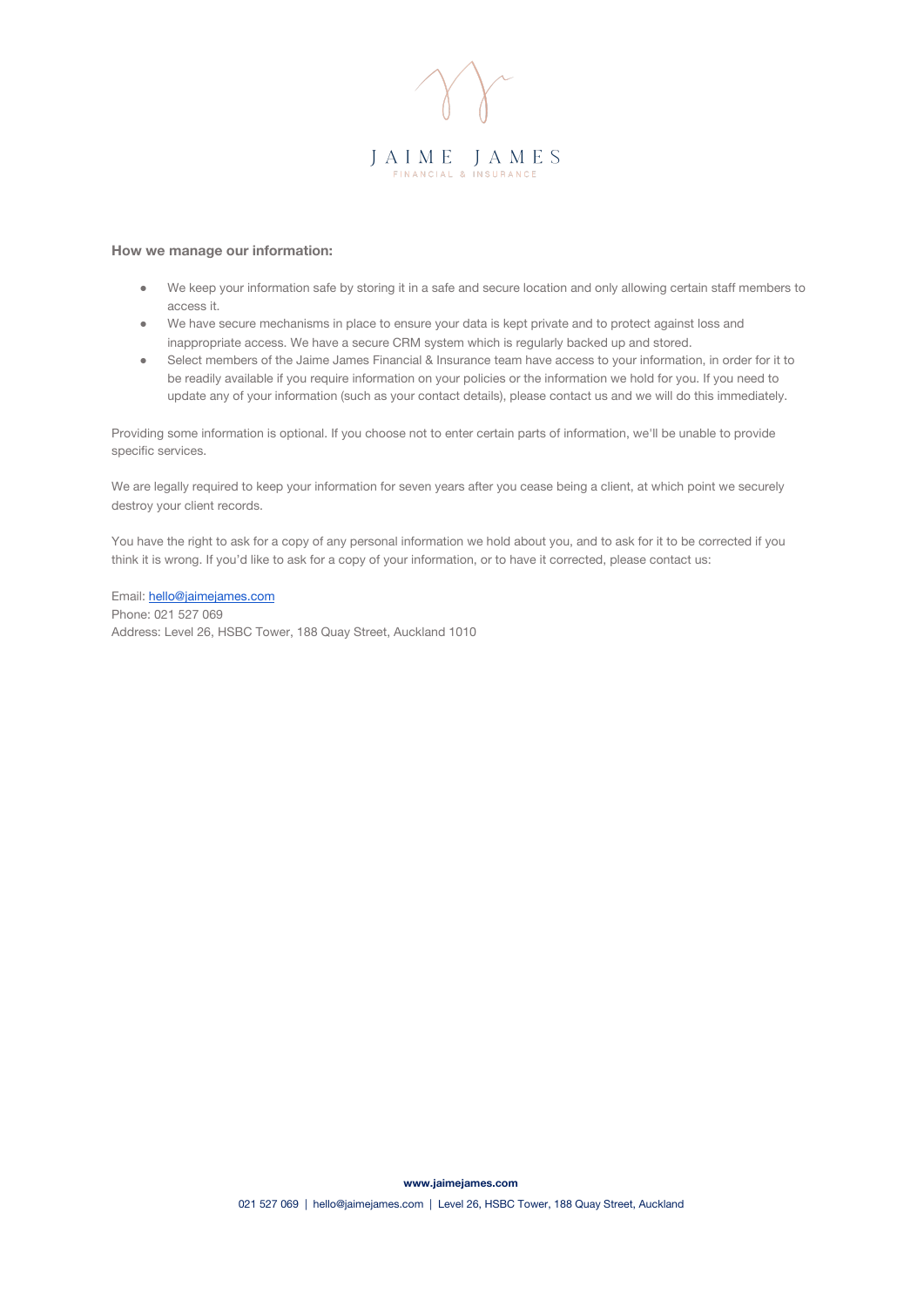**How we manage our information:**

- We keep your information safe by storing it in a safe and secure location and only allowing certain staff members to access it.
- We have secure mechanisms in place to ensure your data is kept private and to protect against loss and inappropriate access. We have a secure CRM system which is regularly backed up and stored.
- Select members of the Jaime James Financial & Insurance team have access to your information, in order for it to be readily available if you require information on your policies or the information we hold for you. If you need to update any of your information (such as your contact details), please contact us and we will do this immediately.

Providing some information is optional. If you choose not to enter certain parts of information, we'll be unable to provide specific services.

We are legally required to keep your information for seven years after you cease being a client, at which point we securely destroy your client records.

You have the right to ask for a copy of any personal information we hold about you, and to ask for it to be corrected if you think it is wrong. If you'd like to ask for a copy of your information, or to have it corrected, please contact us:

Email: hello@jaimejames.com
Phone: 021 527 069
Address: Level 26, HSBC Tower, 188 Quay Street, Auckland 1010